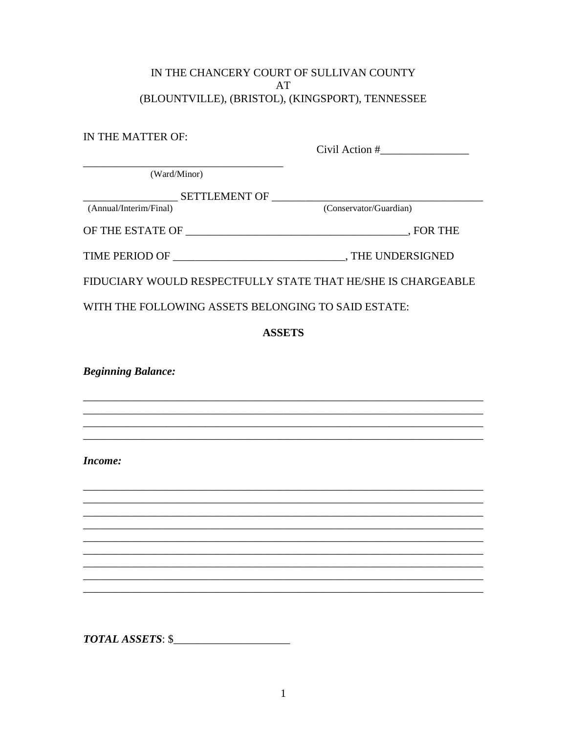IN THE CHANCERY COURT OF SULLIVAN COUNTY
AT
(BLOUNTVILLE), (BRISTOL), (KINGSPORT), TENNESSEE

IN THE MATTER OF:

Civil Action #________________

_____________________________________
(Ward/Minor)

_________________ SETTLEMENT OF ______________________________________
(Annual/Interim/Final) (Conservator/Guardian)

OF THE ESTATE OF ________________________________________, FOR THE

TIME PERIOD OF ______________________________, THE UNDERSIGNED

FIDUCIARY WOULD RESPECTFULLY STATE THAT HE/SHE IS CHARGEABLE

WITH THE FOLLOWING ASSETS BELONGING TO SAID ESTATE:

**ASSETS**

***Beginning Balance:***

___________________________________________________________________________
___________________________________________________________________________
___________________________________________________________________________
___________________________________________________________________________

***Income:***

___________________________________________________________________________
___________________________________________________________________________
___________________________________________________________________________
___________________________________________________________________________
___________________________________________________________________________
___________________________________________________________________________
___________________________________________________________________________
___________________________________________________________________________
___________________________________________________________________________

***TOTAL ASSETS***: $_____________________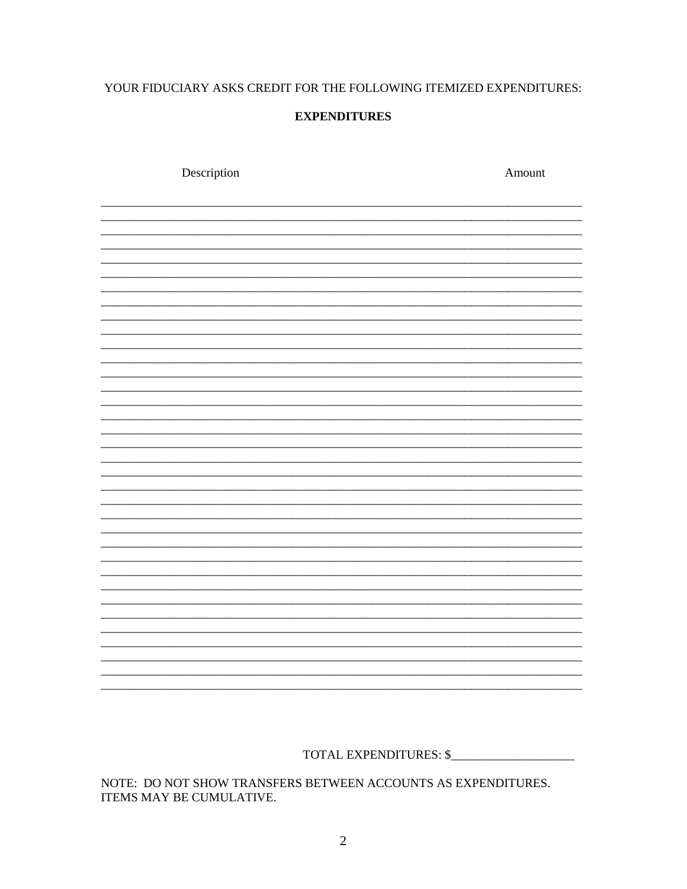YOUR FIDUCIARY ASKS CREDIT FOR THE FOLLOWING ITEMIZED EXPENDITURES:

**EXPENDITURES**

| Description | Amount |
| --- | --- |
| | |
| | |
| | |
| | |
| | |
| | |
| | |
| | |
| | |
| | |
| | |
| | |
| | |
| | |
| | |
| | |
| | |
| | |
| | |
| | |
| | |
| | |
| | |
| | |
| | |
| | |
| | |
| | |
| | |
| | |
| | |
| | |
| | |
| | |
| | |

TOTAL EXPENDITURES: $____________________

NOTE: DO NOT SHOW TRANSFERS BETWEEN ACCOUNTS AS EXPENDITURES. ITEMS MAY BE CUMULATIVE.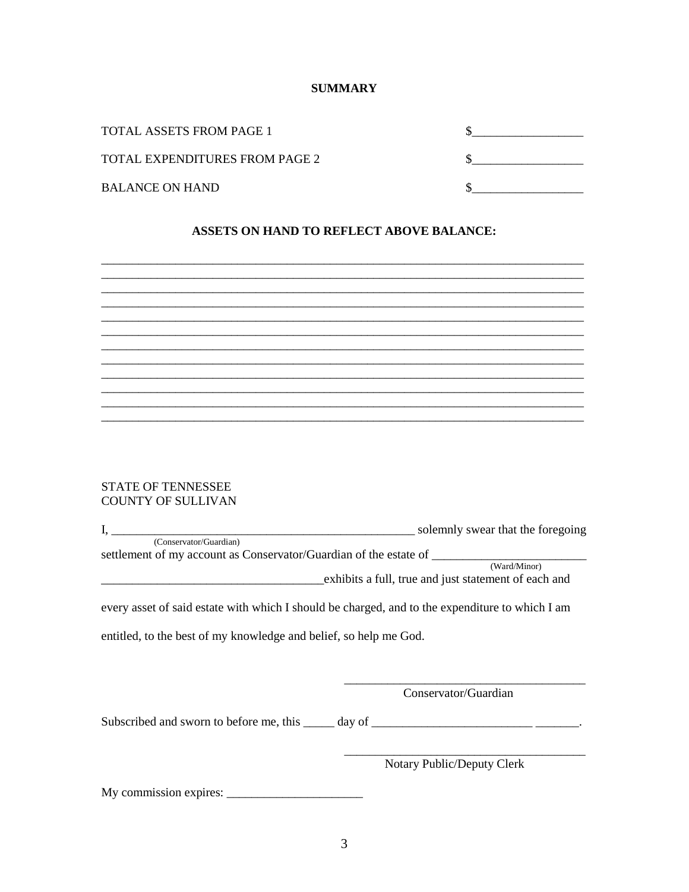## SUMMARY

| | |
|---|---|
| TOTAL ASSETS FROM PAGE 1 | $__________________ |
| TOTAL EXPENDITURES FROM PAGE 2 | $__________________ |
| BALANCE ON HAND | $__________________ |

### ASSETS ON HAND TO REFLECT ABOVE BALANCE:

______________________________________________________________________________
______________________________________________________________________________
______________________________________________________________________________
______________________________________________________________________________
______________________________________________________________________________
______________________________________________________________________________
______________________________________________________________________________
______________________________________________________________________________
______________________________________________________________________________
______________________________________________________________________________
______________________________________________________________________________
______________________________________________________________________________

STATE OF TENNESSEE
COUNTY OF SULLIVAN

I, __________________________________________________ solemnly swear that the foregoing
(Conservator/Guardian)
settlement of my account as Conservator/Guardian of the estate of _________________________
(Ward/Minor)
____________________________________exhibits a full, true and just statement of each and every asset of said estate with which I should be charged, and to the expenditure to which I am entitled, to the best of my knowledge and belief, so help me God.

_______________________________________
Conservator/Guardian

Subscribed and sworn to before me, this _____ day of __________________________ _______.

_______________________________________
Notary Public/Deputy Clerk

My commission expires: ______________________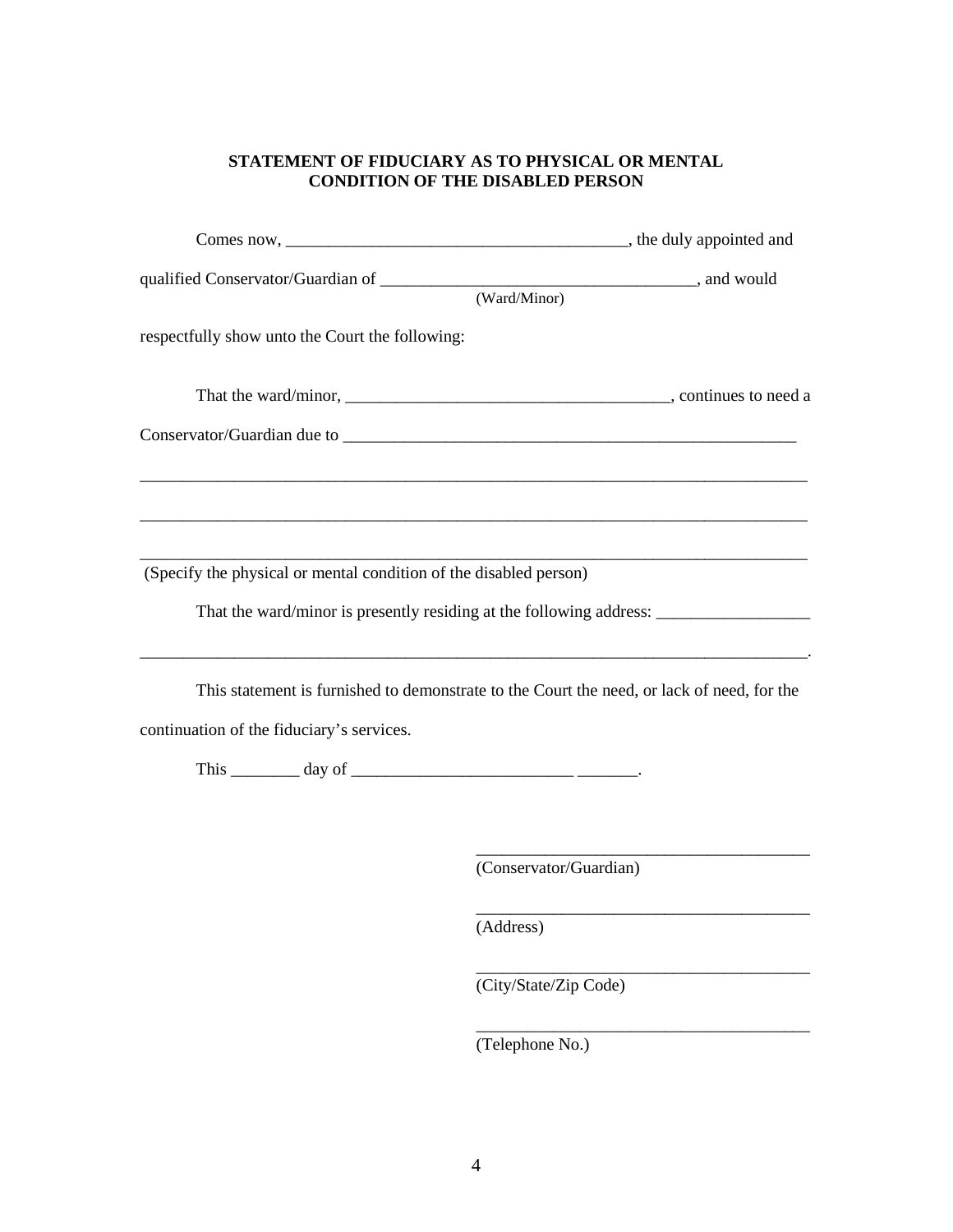**STATEMENT OF FIDUCIARY AS TO PHYSICAL OR MENTAL CONDITION OF THE DISABLED PERSON**

Comes now, ________________________________________, the duly appointed and qualified Conservator/Guardian of ____________________________________, and would
(Ward/Minor)

respectfully show unto the Court the following:

That the ward/minor, ______________________________________, continues to need a Conservator/Guardian due to _______________________________________________________

_________________________________________________________________________________

_________________________________________________________________________________

_________________________________________________________________________________

(Specify the physical or mental condition of the disabled person)

That the ward/minor is presently residing at the following address: __________________

_________________________________________________________________________________.

This statement is furnished to demonstrate to the Court the need, or lack of need, for the continuation of the fiduciary's services.

This ________ day of __________________________ _______.

________________________________________
(Conservator/Guardian)

________________________________________
(Address)

________________________________________
(City/State/Zip Code)

________________________________________
(Telephone No.)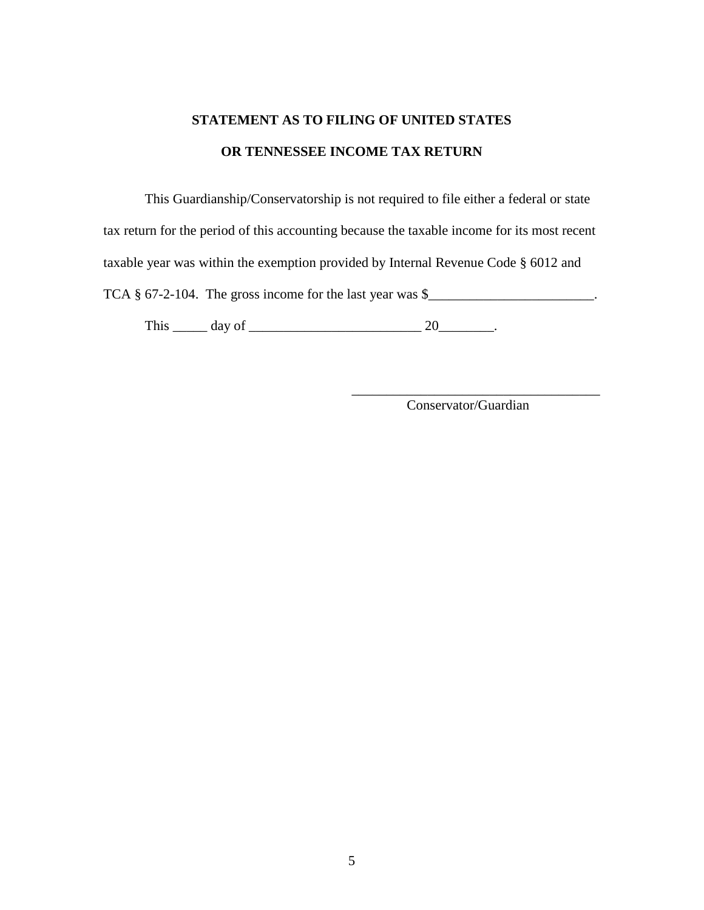**STATEMENT AS TO FILING OF UNITED STATES**

**OR TENNESSEE INCOME TAX RETURN**

This Guardianship/Conservatorship is not required to file either a federal or state tax return for the period of this accounting because the taxable income for its most recent taxable year was within the exemption provided by Internal Revenue Code § 6012 and TCA § 67-2-104. The gross income for the last year was $________________________.

This _____ day of _________________________ 20________.

_____________________________________
Conservator/Guardian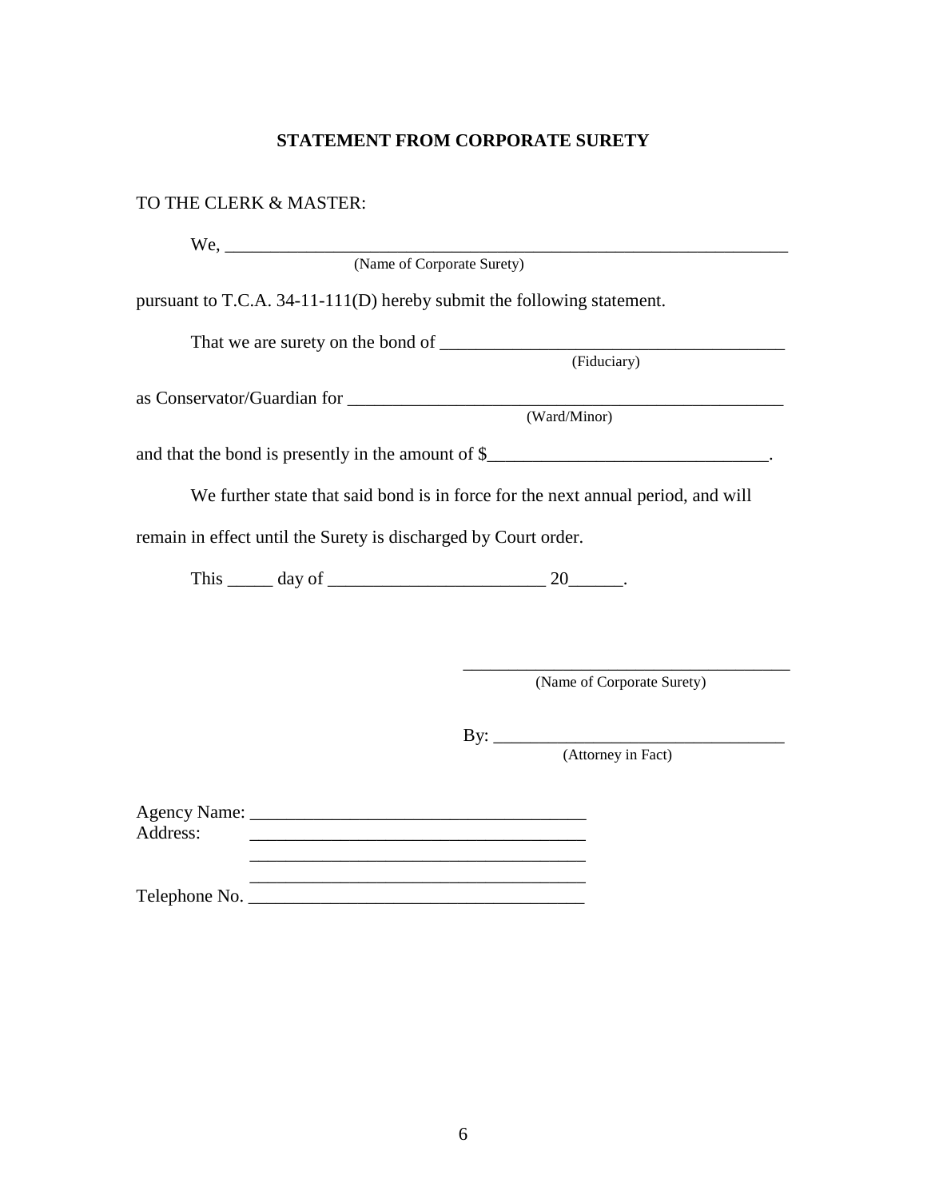**STATEMENT FROM CORPORATE SURETY**

TO THE CLERK & MASTER:

We, ______________________________________________________________
(Name of Corporate Surety)

pursuant to T.C.A. 34-11-111(D) hereby submit the following statement.

That we are surety on the bond of ______________________________________
(Fiduciary)

as Conservator/Guardian for ________________________________________________
(Ward/Minor)

and that the bond is presently in the amount of $_______________________________.

We further state that said bond is in force for the next annual period, and will remain in effect until the Surety is discharged by Court order.

This _____ day of ________________________ 20______.

_____________________________________
(Name of Corporate Surety)

By: _________________________________
(Attorney in Fact)

Agency Name: _____________________________________
Address: _____________________________________
_____________________________________
_____________________________________
Telephone No. _____________________________________